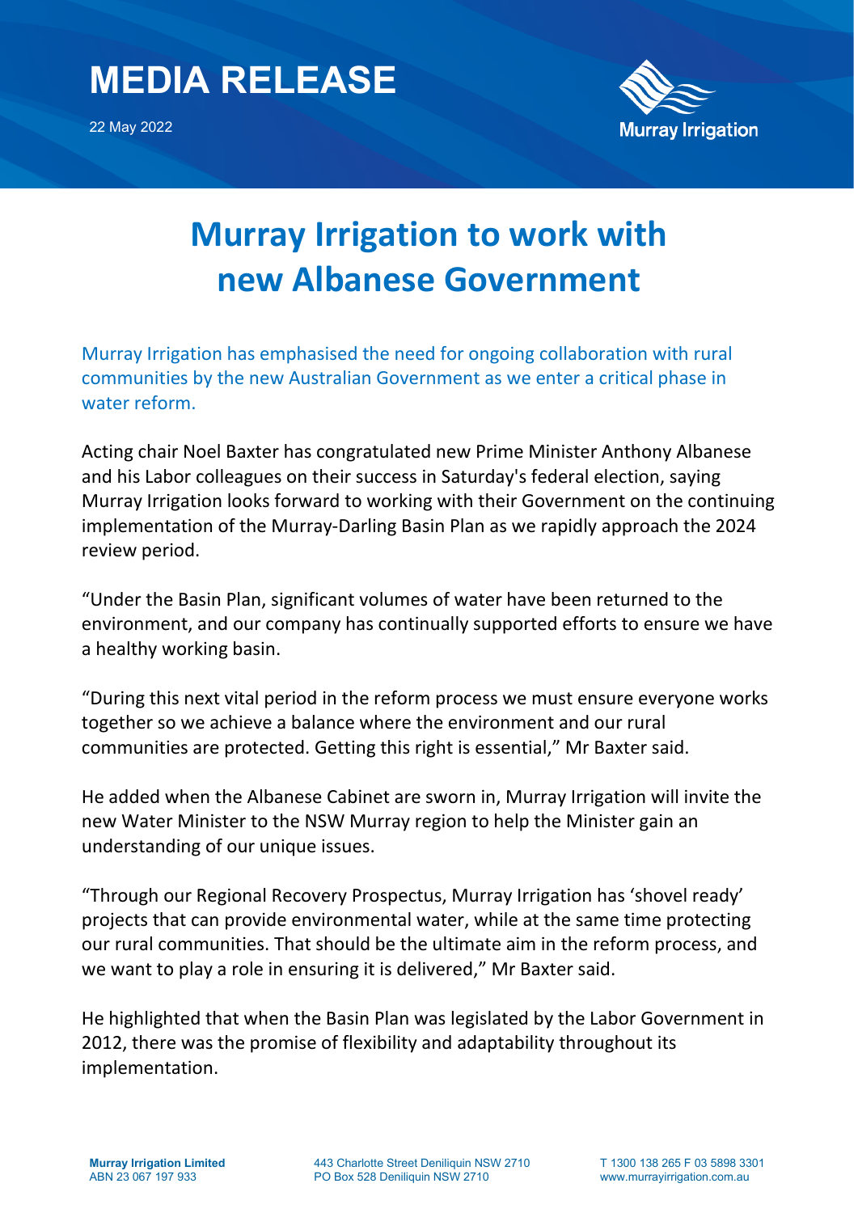# MEDIA RELEASE

22 May 2022

# Murray Irrigation to work with new Albanese Government

Murray Irrigation has emphasised the need for ongoing collaboration with rural communities by the new Australian Government as we enter a critical phase in water reform.

Acting chair Noel Baxter has congratulated new Prime Minister Anthony Albanese and his Labor colleagues on their success in Saturday's federal election, saying Murray Irrigation looks forward to working with their Government on the continuing implementation of the Murray-Darling Basin Plan as we rapidly approach the 2024 review period.

"Under the Basin Plan, significant volumes of water have been returned to the environment, and our company has continually supported efforts to ensure we have a healthy working basin.

"During this next vital period in the reform process we must ensure everyone works together so we achieve a balance where the environment and our rural communities are protected. Getting this right is essential," Mr Baxter said.

He added when the Albanese Cabinet are sworn in, Murray Irrigation will invite the new Water Minister to the NSW Murray region to help the Minister gain an understanding of our unique issues.

"Through our Regional Recovery Prospectus, Murray Irrigation has 'shovel ready' projects that can provide environmental water, while at the same time protecting our rural communities. That should be the ultimate aim in the reform process, and we want to play a role in ensuring it is delivered," Mr Baxter said.

He highlighted that when the Basin Plan was legislated by the Labor Government in 2012, there was the promise of flexibility and adaptability throughout its implementation.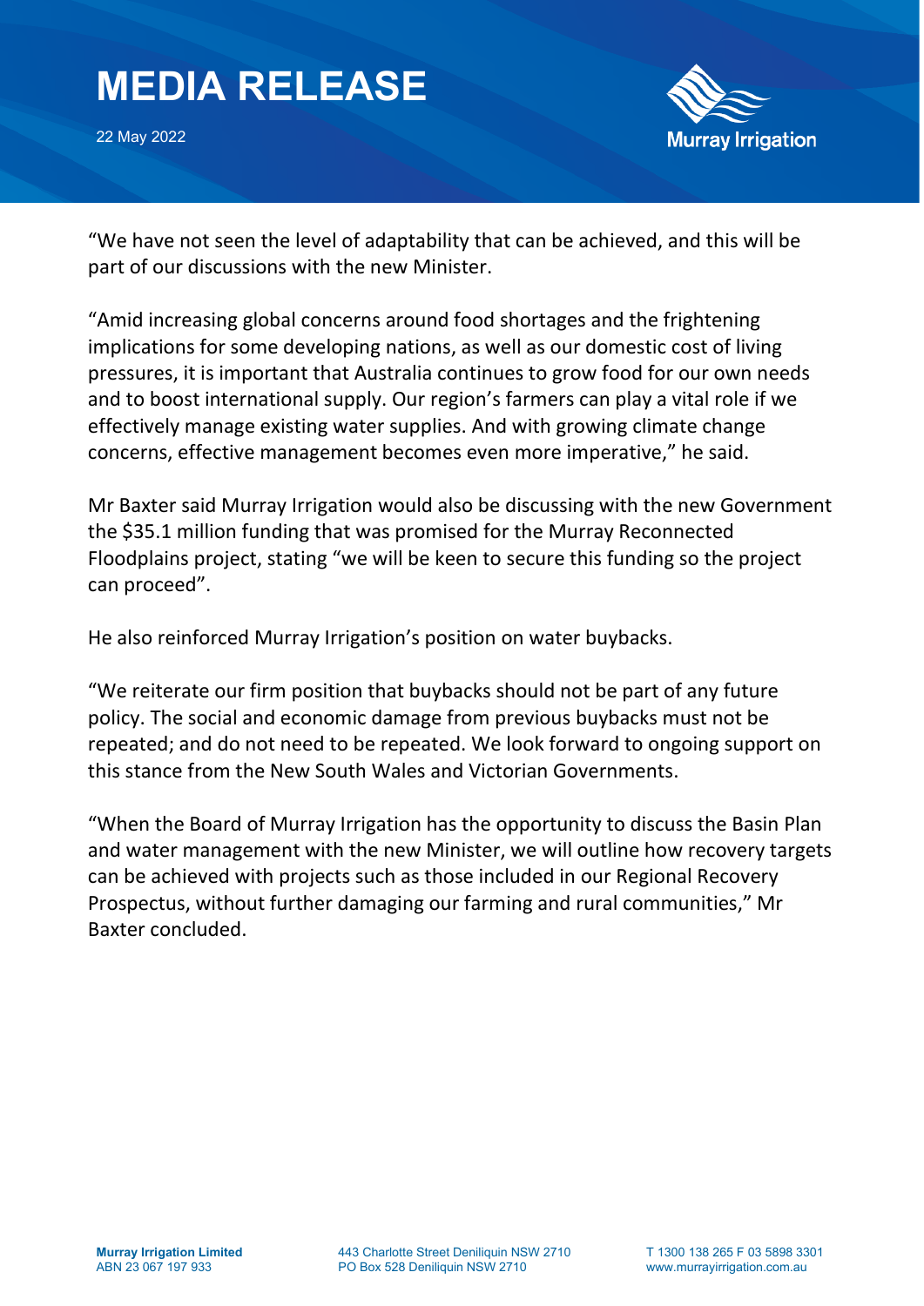# MEDIA RELEASE

22 May 2022

"We have not seen the level of adaptability that can be achieved, and this will be part of our discussions with the new Minister.

"Amid increasing global concerns around food shortages and the frightening implications for some developing nations, as well as our domestic cost of living pressures, it is important that Australia continues to grow food for our own needs and to boost international supply. Our region's farmers can play a vital role if we effectively manage existing water supplies. And with growing climate change concerns, effective management becomes even more imperative," he said.

Mr Baxter said Murray Irrigation would also be discussing with the new Government the $35.1 million funding that was promised for the Murray Reconnected Floodplains project, stating "we will be keen to secure this funding so the project can proceed".

He also reinforced Murray Irrigation's position on water buybacks.

"We reiterate our firm position that buybacks should not be part of any future policy. The social and economic damage from previous buybacks must not be repeated; and do not need to be repeated. We look forward to ongoing support on this stance from the New South Wales and Victorian Governments.

"When the Board of Murray Irrigation has the opportunity to discuss the Basin Plan and water management with the new Minister, we will outline how recovery targets can be achieved with projects such as those included in our Regional Recovery Prospectus, without further damaging our farming and rural communities," Mr Baxter concluded.